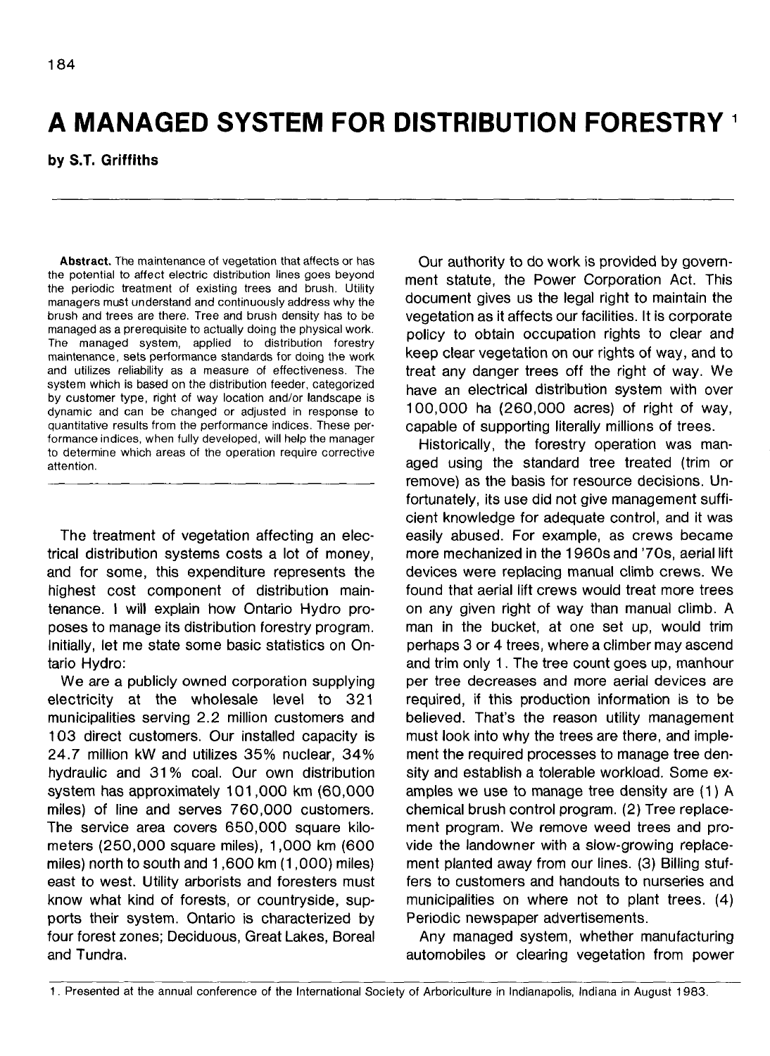# A MANAGED SYSTEM FOR DISTRIBUTION FORESTRY [1]

**by S.T. Griffiths**

**Abstract.** The maintenance of vegetation that affects or has the potential to affect electric distribution lines goes beyond the periodic treatment of existing trees and brush. Utility managers must understand and continuously address why the brush and trees are there. Tree and brush density has to be managed as a prerequisite to actually doing the physical work. The managed system, applied to distribution forestry maintenance, sets performance standards for doing the work and utilizes reliability as a measure of effectiveness. The system which is based on the distribution feeder, categorized by customer type, right of way location and/or landscape is dynamic and can be changed or adjusted in response to quantitative results from the performance indices. These performance indices, when fully developed, will help the manager to determine which areas of the operation require corrective attention.

The treatment of vegetation affecting an electrical distribution systems costs a lot of money, and for some, this expenditure represents the highest cost component of distribution maintenance. I will explain how Ontario Hydro proposes to manage its distribution forestry program. Initially, let me state some basic statistics on Ontario Hydro:

We are a publicly owned corporation supplying electricity at the wholesale level to 321 municipalities serving 2.2 million customers and 103 direct customers. Our installed capacity is 24.7 million kW and utilizes 35% nuclear, 34% hydraulic and 31% coal. Our own distribution system has approximately 101,000 km (60,000 miles) of line and serves 760,000 customers. The service area covers 650,000 square kilometers (250,000 square miles), 1,000 km (600 miles) north to south and 1,600 km (1,000) miles) east to west. Utility arborists and foresters must know what kind of forests, or countryside, supports their system. Ontario is characterized by four forest zones; Deciduous, Great Lakes, Boreal and Tundra.

Our authority to do work is provided by government statute, the Power Corporation Act. This document gives us the legal right to maintain the vegetation as it affects our facilities. It is corporate policy to obtain occupation rights to clear and keep clear vegetation on our rights of way, and to treat any danger trees off the right of way. We have an electrical distribution system with over 100,000 ha (260,000 acres) of right of way, capable of supporting literally millions of trees.

Historically, the forestry operation was managed using the standard tree treated (trim or remove) as the basis for resource decisions. Unfortunately, its use did not give management sufficient knowledge for adequate control, and it was easily abused. For example, as crews became more mechanized in the 1960s and '70s, aerial lift devices were replacing manual climb crews. We found that aerial lift crews would treat more trees on any given right of way than manual climb. A man in the bucket, at one set up, would trim perhaps 3 or 4 trees, where a climber may ascend and trim only 1. The tree count goes up, manhour per tree decreases and more aerial devices are required, if this production information is to be believed. That's the reason utility management must look into why the trees are there, and implement the required processes to manage tree density and establish a tolerable workload. Some examples we use to manage tree density are (1) A chemical brush control program. (2) Tree replacement program. We remove weed trees and provide the landowner with a slow-growing replacement planted away from our lines. (3) Billing stuffers to customers and handouts to nurseries and municipalities on where not to plant trees. (4) Periodic newspaper advertisements.

Any managed system, whether manufacturing automobiles or clearing vegetation from power

---

1. Presented at the annual conference of the International Society of Arboriculture in Indianapolis, Indiana in August 1983.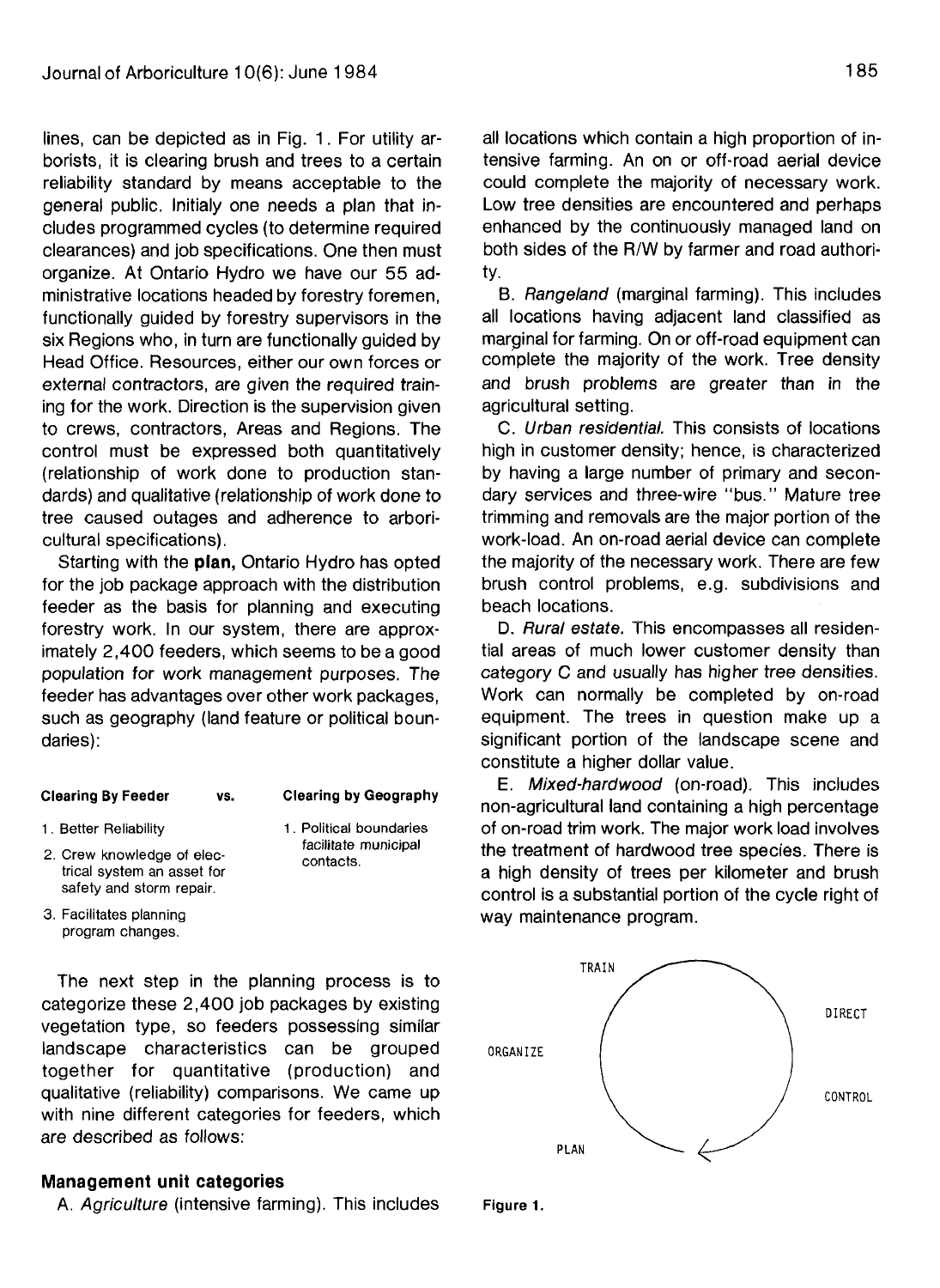lines, can be depicted as in Fig. 1. For utility arborists, it is clearing brush and trees to a certain reliability standard by means acceptable to the general public. Initialy one needs a plan that includes programmed cycles (to determine required clearances) and job specifications. One then must organize. At Ontario Hydro we have our 55 administrative locations headed by forestry foremen, functionally guided by forestry supervisors in the six Regions who, in turn are functionally guided by Head Office. Resources, either our own forces or external contractors, are given the required training for the work. Direction is the supervision given to crews, contractors, Areas and Regions. The control must be expressed both quantitatively (relationship of work done to production standards) and qualitative (relationship of work done to tree caused outages and adherence to arboricultural specifications).

Starting with the **plan,** Ontario Hydro has opted for the job package approach with the distribution feeder as the basis for planning and executing forestry work. In our system, there are approximately 2,400 feeders, which seems to be a good population for work management purposes. The feeder has advantages over other work packages, such as geography (land feature or political boundaries):

| Clearing By Feeder | vs. | Clearing by Geography |
|---|---|---|
| 1. Better Reliability | | 1. Political boundaries facilitate municipal contacts. |
| 2. Crew knowledge of electrical system an asset for safety and storm repair. | | |
| 3. Facilitates planning program changes. | | |

The next step in the planning process is to categorize these 2,400 job packages by existing vegetation type, so feeders possessing similar landscape characteristics can be grouped together for quantitative (production) and qualitative (reliability) comparisons. We came up with nine different categories for feeders, which are described as follows:

### Management unit categories

A. *Agriculture* (intensive farming). This includes all locations which contain a high proportion of intensive farming. An on or off-road aerial device could complete the majority of necessary work. Low tree densities are encountered and perhaps enhanced by the continuously managed land on both sides of the R/W by farmer and road authority.

B. *Rangeland* (marginal farming). This includes all locations having adjacent land classified as marginal for farming. On or off-road equipment can complete the majority of the work. Tree density and brush problems are greater than in the agricultural setting.

C. *Urban residential.* This consists of locations high in customer density; hence, is characterized by having a large number of primary and secondary services and three-wire "bus." Mature tree trimming and removals are the major portion of the work-load. An on-road aerial device can complete the majority of the necessary work. There are few brush control problems, e.g. subdivisions and beach locations.

D. *Rural estate.* This encompasses all residential areas of much lower customer density than category C and usually has higher tree densities. Work can normally be completed by on-road equipment. The trees in question make up a significant portion of the landscape scene and constitute a higher dollar value.

E. *Mixed-hardwood* (on-road). This includes non-agricultural land containing a high percentage of on-road trim work. The major work load involves the treatment of hardwood tree species. There is a high density of trees per kilometer and brush control is a substantial portion of the cycle right of way maintenance program.

TRAIN

DIRECT

ORGANIZE

CONTROL

PLAN

Figure 1.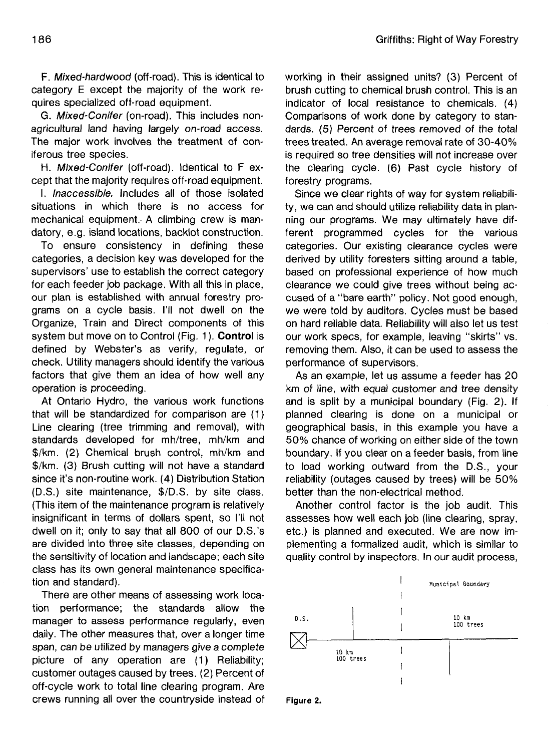F. *Mixed-hardwood* (off-road). This is identical to category E except the majority of the work requires specialized off-road equipment.

G. *Mixed-Conifer* (on-road). This includes non-agricultural land having largely on-road access. The major work involves the treatment of coniferous tree species.

H. *Mixed-Conifer* (off-road). Identical to F except that the majority requires off-road equipment.

I. *Inaccessible.* Includes all of those isolated situations in which there is no access for mechanical equipment. A climbing crew is mandatory, e.g. island locations, backlot construction.

To ensure consistency in defining these categories, a decision key was developed for the supervisors' use to establish the correct category for each feeder job package. With all this in place, our plan is established with annual forestry programs on a cycle basis. I'll not dwell on the Organize, Train and Direct components of this system but move on to Control (Fig. 1). **Control** is defined by Webster's as verify, regulate, or check. Utility managers should identify the various factors that give them an idea of how well any operation is proceeding.

At Ontario Hydro, the various work functions that will be standardized for comparison are (1) Line clearing (tree trimming and removal), with standards developed for mh/tree, mh/km and $/km. (2) Chemical brush control, mh/km and $/km. (3) Brush cutting will not have a standard since it's non-routine work. (4) Distribution Station (D.S.) site maintenance, $/D.S. by site class. (This item of the maintenance program is relatively insignificant in terms of dollars spent, so I'll not dwell on it; only to say that all 800 of our D.S.'s are divided into three site classes, depending on the sensitivity of location and landscape; each site class has its own general maintenance specification and standard).

There are other means of assessing work location performance; the standards allow the manager to assess performance regularly, even daily. The other measures that, over a longer time span, can be utilized by managers give a complete picture of any operation are (1) Reliability; customer outages caused by trees. (2) Percent of off-cycle work to total line clearing program. Are crews running all over the countryside instead of working in their assigned units? (3) Percent of brush cutting to chemical brush control. This is an indicator of local resistance to chemicals. (4) Comparisons of work done by category to standards. (5) Percent of trees removed of the total trees treated. An average removal rate of 30-40% is required so tree densities will not increase over the clearing cycle. (6) Past cycle history of forestry programs.

Since we clear rights of way for system reliability, we can and should utilize reliability data in planning our programs. We may ultimately have different programmed cycles for the various categories. Our existing clearance cycles were derived by utility foresters sitting around a table, based on professional experience of how much clearance we could give trees without being accused of a "bare earth" policy. Not good enough, we were told by auditors. Cycles must be based on hard reliable data. Reliability will also let us test our work specs, for example, leaving "skirts" vs. removing them. Also, it can be used to assess the performance of supervisors.

As an example, let us assume a feeder has 20 km of line, with equal customer and tree density and is split by a municipal boundary (Fig. 2). If planned clearing is done on a municipal or geographical basis, in this example you have a 50% chance of working on either side of the town boundary. If you clear on a feeder basis, from line to load working outward from the D.S., your reliability (outages caused by trees) will be 50% better than the non-electrical method.

Another control factor is the job audit. This assesses how well each job (line clearing, spray, etc.) is planned and executed. We are now implementing a formalized audit, which is similar to quality control by inspectors. In our audit process,

Municipal Boundary

D.S.

10 km
100 trees

10 km
100 trees

**Figure 2.**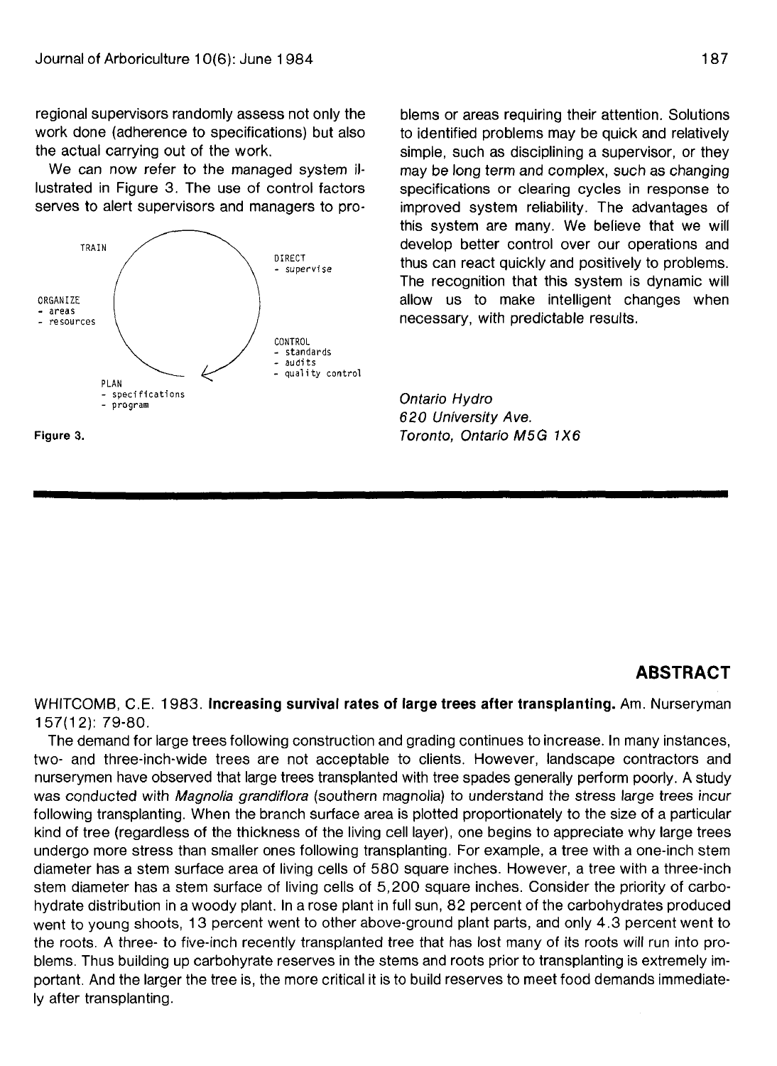regional supervisors randomly assess not only the work done (adherence to specifications) but also the actual carrying out of the work.

We can now refer to the managed system illustrated in Figure 3. The use of control factors serves to alert supervisors and managers to problems or areas requiring their attention. Solutions to identified problems may be quick and relatively simple, such as disciplining a supervisor, or they may be long term and complex, such as changing specifications or clearing cycles in response to improved system reliability. The advantages of this system are many. We believe that we will develop better control over our operations and thus can react quickly and positively to problems. The recognition that this system is dynamic will allow us to make intelligent changes when necessary, with predictable results.

TRAIN

DIRECT
- supervise

ORGANIZE
- areas
- resources

CONTROL
- standards
- audits
- quality control

PLAN
- specifications
- program

Figure 3.

*Ontario Hydro*
*620 University Ave.*
*Toronto, Ontario M5G 1X6*

---

## ABSTRACT

WHITCOMB, C.E. 1983. **Increasing survival rates of large trees after transplanting.** Am. Nurseryman 157(12): 79-80.

The demand for large trees following construction and grading continues to increase. In many instances, two- and three-inch-wide trees are not acceptable to clients. However, landscape contractors and nurserymen have observed that large trees transplanted with tree spades generally perform poorly. A study was conducted with *Magnolia grandiflora* (southern magnolia) to understand the stress large trees incur following transplanting. When the branch surface area is plotted proportionately to the size of a particular kind of tree (regardless of the thickness of the living cell layer), one begins to appreciate why large trees undergo more stress than smaller ones following transplanting. For example, a tree with a one-inch stem diameter has a stem surface area of living cells of 580 square inches. However, a tree with a three-inch stem diameter has a stem surface of living cells of 5,200 square inches. Consider the priority of carbohydrate distribution in a woody plant. In a rose plant in full sun, 82 percent of the carbohydrates produced went to young shoots, 13 percent went to other above-ground plant parts, and only 4.3 percent went to the roots. A three- to five-inch recently transplanted tree that has lost many of its roots will run into problems. Thus building up carbohyrate reserves in the stems and roots prior to transplanting is extremely important. And the larger the tree is, the more critical it is to build reserves to meet food demands immediately after transplanting.